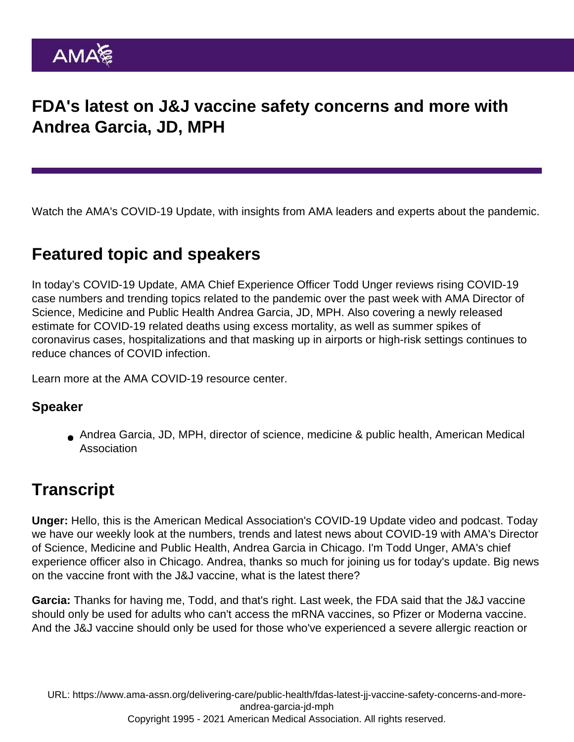# FDA's latest on J&J vaccine safety concerns and more with Andrea Garcia, JD, MPH

Watch the AMA's COVID-19 Update, with insights from AMA leaders and experts about the pandemic.

## Featured topic and speakers

In today's COVID-19 Update, AMA Chief Experience Officer Todd Unger reviews rising COVID-19 case numbers and trending topics related to the pandemic over the past week with AMA Director of Science, Medicine and Public Health Andrea Garcia, JD, MPH. Also covering a newly released estimate for COVID-19 related deaths using excess mortality, as well as summer spikes of coronavirus cases, hospitalizations and that masking up in airports or high-risk settings continues to reduce chances of COVID infection.

Learn more at the AMA COVID-19 resource center.

### Speaker

- Andrea Garcia, JD, MPH, director of science, medicine & public health, American Medical Association

## Transcript

**Unger:** Hello, this is the American Medical Association's COVID-19 Update video and podcast. Today we have our weekly look at the numbers, trends and latest news about COVID-19 with AMA's Director of Science, Medicine and Public Health, Andrea Garcia in Chicago. I'm Todd Unger, AMA's chief experience officer also in Chicago. Andrea, thanks so much for joining us for today's update. Big news on the vaccine front with the J&J vaccine, what is the latest there?

**Garcia:** Thanks for having me, Todd, and that's right. Last week, the FDA said that the J&J vaccine should only be used for adults who can't access the mRNA vaccines, so Pfizer or Moderna vaccine. And the J&J vaccine should only be used for those who've experienced a severe allergic reaction or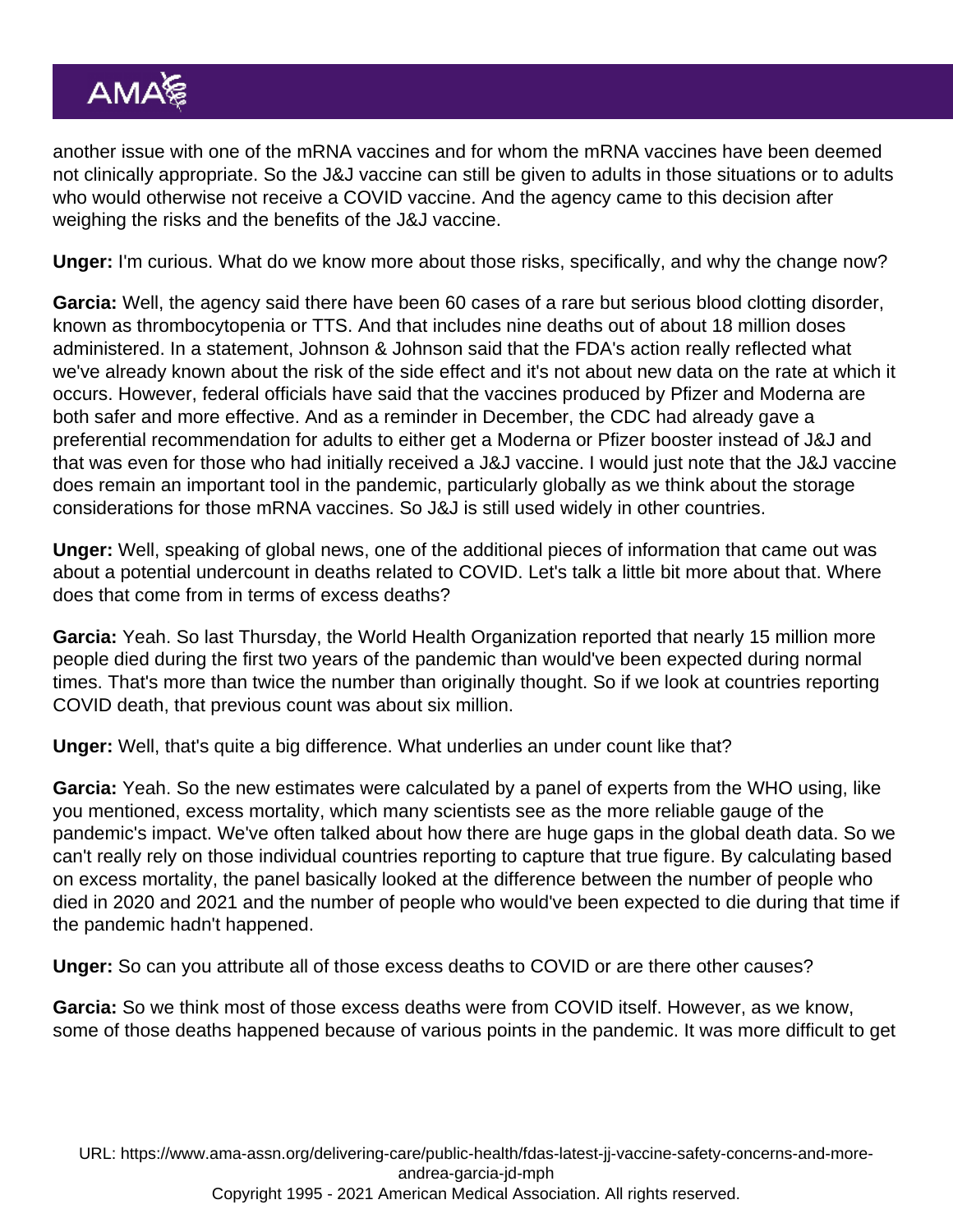another issue with one of the mRNA vaccines and for whom the mRNA vaccines have been deemed not clinically appropriate. So the J&J vaccine can still be given to adults in those situations or to adults who would otherwise not receive a COVID vaccine. And the agency came to this decision after weighing the risks and the benefits of the J&J vaccine.

**Unger:** I'm curious. What do we know more about those risks, specifically, and why the change now?

**Garcia:** Well, the agency said there have been 60 cases of a rare but serious blood clotting disorder, known as thrombocytopenia or TTS. And that includes nine deaths out of about 18 million doses administered. In a statement, Johnson & Johnson said that the FDA's action really reflected what we've already known about the risk of the side effect and it's not about new data on the rate at which it occurs. However, federal officials have said that the vaccines produced by Pfizer and Moderna are both safer and more effective. And as a reminder in December, the CDC had already gave a preferential recommendation for adults to either get a Moderna or Pfizer booster instead of J&J and that was even for those who had initially received a J&J vaccine. I would just note that the J&J vaccine does remain an important tool in the pandemic, particularly globally as we think about the storage considerations for those mRNA vaccines. So J&J is still used widely in other countries.

**Unger:** Well, speaking of global news, one of the additional pieces of information that came out was about a potential undercount in deaths related to COVID. Let's talk a little bit more about that. Where does that come from in terms of excess deaths?

**Garcia:** Yeah. So last Thursday, the World Health Organization reported that nearly 15 million more people died during the first two years of the pandemic than would've been expected during normal times. That's more than twice the number than originally thought. So if we look at countries reporting COVID death, that previous count was about six million.

**Unger:** Well, that's quite a big difference. What underlies an under count like that?

**Garcia:** Yeah. So the new estimates were calculated by a panel of experts from the WHO using, like you mentioned, excess mortality, which many scientists see as the more reliable gauge of the pandemic's impact. We've often talked about how there are huge gaps in the global death data. So we can't really rely on those individual countries reporting to capture that true figure. By calculating based on excess mortality, the panel basically looked at the difference between the number of people who died in 2020 and 2021 and the number of people who would've been expected to die during that time if the pandemic hadn't happened.

**Unger:** So can you attribute all of those excess deaths to COVID or are there other causes?

**Garcia:** So we think most of those excess deaths were from COVID itself. However, as we know, some of those deaths happened because of various points in the pandemic. It was more difficult to get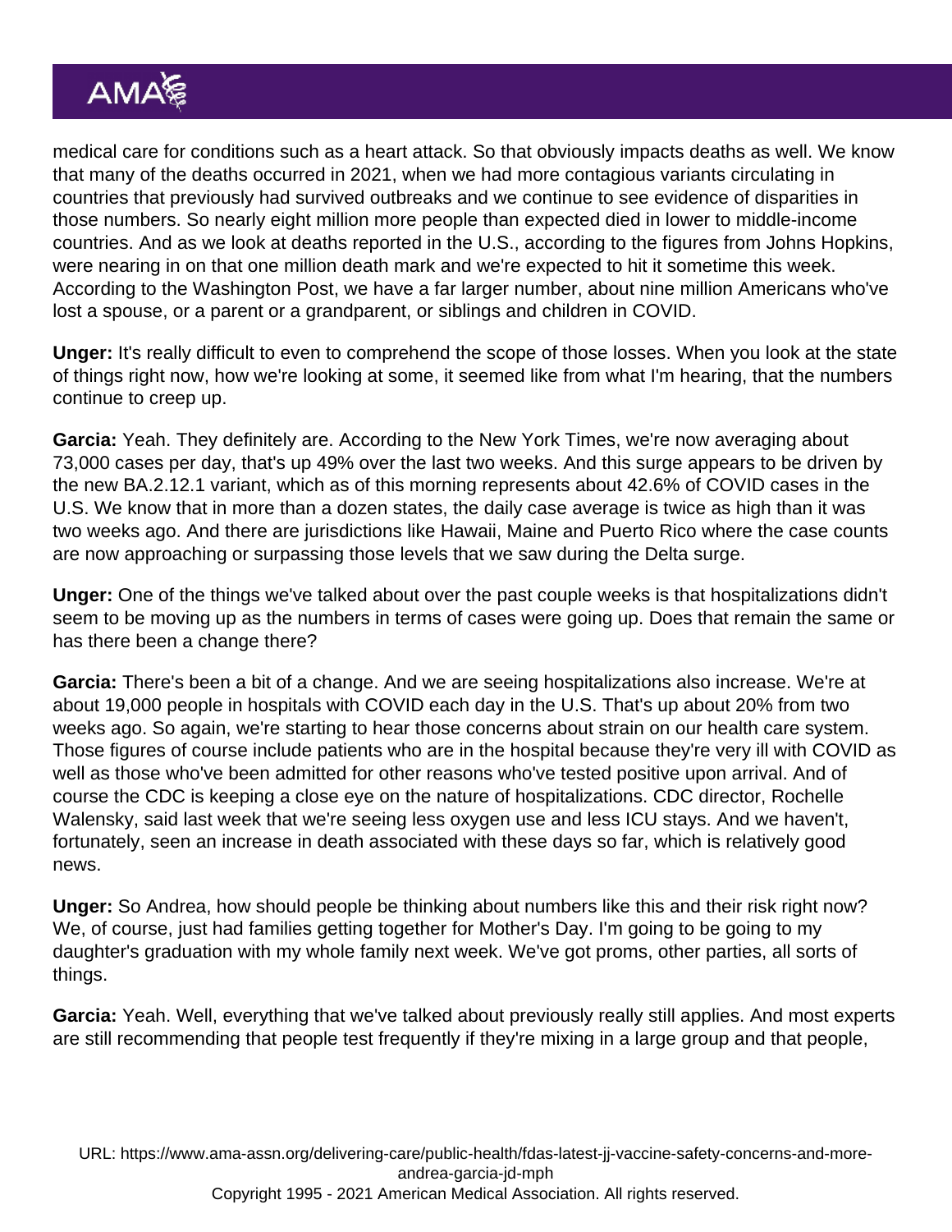medical care for conditions such as a heart attack. So that obviously impacts deaths as well. We know that many of the deaths occurred in 2021, when we had more contagious variants circulating in countries that previously had survived outbreaks and we continue to see evidence of disparities in those numbers. So nearly eight million more people than expected died in lower to middle-income countries. And as we look at deaths reported in the U.S., according to the figures from Johns Hopkins, were nearing in on that one million death mark and we're expected to hit it sometime this week. According to the Washington Post, we have a far larger number, about nine million Americans who've lost a spouse, or a parent or a grandparent, or siblings and children in COVID.

**Unger:** It's really difficult to even to comprehend the scope of those losses. When you look at the state of things right now, how we're looking at some, it seemed like from what I'm hearing, that the numbers continue to creep up.

**Garcia:** Yeah. They definitely are. According to the New York Times, we're now averaging about 73,000 cases per day, that's up 49% over the last two weeks. And this surge appears to be driven by the new BA.2.12.1 variant, which as of this morning represents about 42.6% of COVID cases in the U.S. We know that in more than a dozen states, the daily case average is twice as high than it was two weeks ago. And there are jurisdictions like Hawaii, Maine and Puerto Rico where the case counts are now approaching or surpassing those levels that we saw during the Delta surge.

**Unger:** One of the things we've talked about over the past couple weeks is that hospitalizations didn't seem to be moving up as the numbers in terms of cases were going up. Does that remain the same or has there been a change there?

**Garcia:** There's been a bit of a change. And we are seeing hospitalizations also increase. We're at about 19,000 people in hospitals with COVID each day in the U.S. That's up about 20% from two weeks ago. So again, we're starting to hear those concerns about strain on our health care system. Those figures of course include patients who are in the hospital because they're very ill with COVID as well as those who've been admitted for other reasons who've tested positive upon arrival. And of course the CDC is keeping a close eye on the nature of hospitalizations. CDC director, Rochelle Walensky, said last week that we're seeing less oxygen use and less ICU stays. And we haven't, fortunately, seen an increase in death associated with these days so far, which is relatively good news.

**Unger:** So Andrea, how should people be thinking about numbers like this and their risk right now? We, of course, just had families getting together for Mother's Day. I'm going to be going to my daughter's graduation with my whole family next week. We've got proms, other parties, all sorts of things.

**Garcia:** Yeah. Well, everything that we've talked about previously really still applies. And most experts are still recommending that people test frequently if they're mixing in a large group and that people,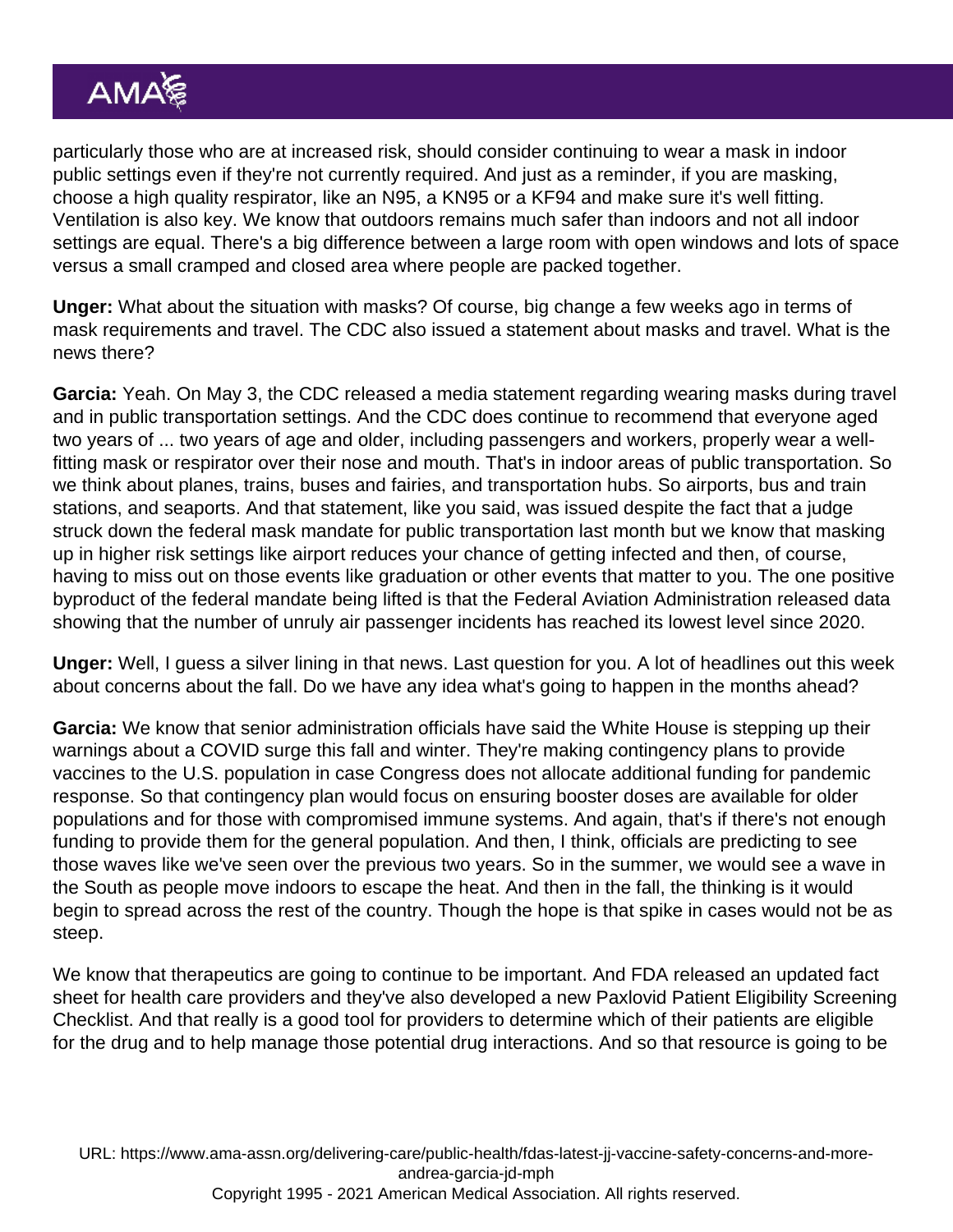particularly those who are at increased risk, should consider continuing to wear a mask in indoor public settings even if they're not currently required. And just as a reminder, if you are masking, choose a high quality respirator, like an N95, a KN95 or a KF94 and make sure it's well fitting. Ventilation is also key. We know that outdoors remains much safer than indoors and not all indoor settings are equal. There's a big difference between a large room with open windows and lots of space versus a small cramped and closed area where people are packed together.

**Unger:** What about the situation with masks? Of course, big change a few weeks ago in terms of mask requirements and travel. The CDC also issued a statement about masks and travel. What is the news there?

**Garcia:** Yeah. On May 3, the CDC released a media statement regarding wearing masks during travel and in public transportation settings. And the CDC does continue to recommend that everyone aged two years of ... two years of age and older, including passengers and workers, properly wear a well-fitting mask or respirator over their nose and mouth. That's in indoor areas of public transportation. So we think about planes, trains, buses and fairies, and transportation hubs. So airports, bus and train stations, and seaports. And that statement, like you said, was issued despite the fact that a judge struck down the federal mask mandate for public transportation last month but we know that masking up in higher risk settings like airport reduces your chance of getting infected and then, of course, having to miss out on those events like graduation or other events that matter to you. The one positive byproduct of the federal mandate being lifted is that the Federal Aviation Administration released data showing that the number of unruly air passenger incidents has reached its lowest level since 2020.

**Unger:** Well, I guess a silver lining in that news. Last question for you. A lot of headlines out this week about concerns about the fall. Do we have any idea what's going to happen in the months ahead?

**Garcia:** We know that senior administration officials have said the White House is stepping up their warnings about a COVID surge this fall and winter. They're making contingency plans to provide vaccines to the U.S. population in case Congress does not allocate additional funding for pandemic response. So that contingency plan would focus on ensuring booster doses are available for older populations and for those with compromised immune systems. And again, that's if there's not enough funding to provide them for the general population. And then, I think, officials are predicting to see those waves like we've seen over the previous two years. So in the summer, we would see a wave in the South as people move indoors to escape the heat. And then in the fall, the thinking is it would begin to spread across the rest of the country. Though the hope is that spike in cases would not be as steep.

We know that therapeutics are going to continue to be important. And FDA released an updated fact sheet for health care providers and they've also developed a new Paxlovid Patient Eligibility Screening Checklist. And that really is a good tool for providers to determine which of their patients are eligible for the drug and to help manage those potential drug interactions. And so that resource is going to be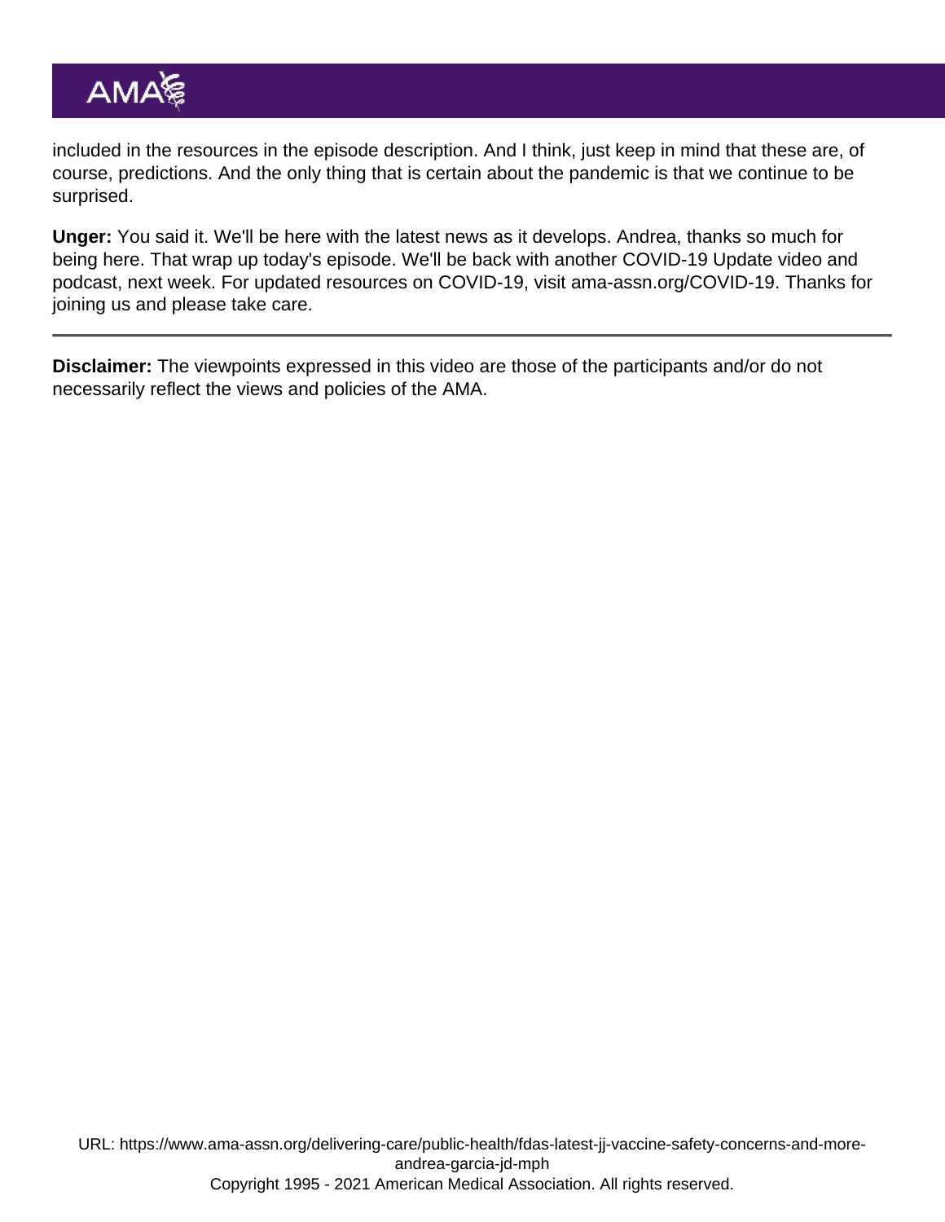included in the resources in the episode description. And I think, just keep in mind that these are, of course, predictions. And the only thing that is certain about the pandemic is that we continue to be surprised.

**Unger:** You said it. We'll be here with the latest news as it develops. Andrea, thanks so much for being here. That wrap up today's episode. We'll be back with another COVID-19 Update video and podcast, next week. For updated resources on COVID-19, visit ama-assn.org/COVID-19. Thanks for joining us and please take care.

---

**Disclaimer:** The viewpoints expressed in this video are those of the participants and/or do not necessarily reflect the views and policies of the AMA.